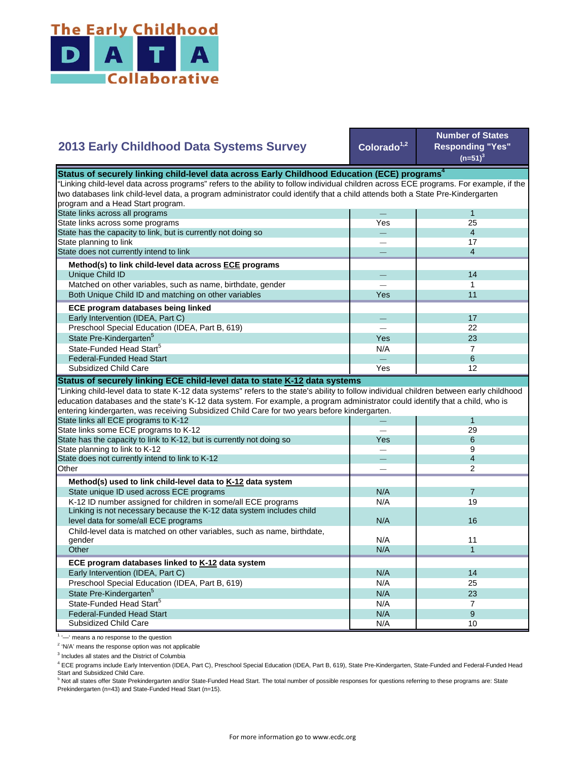The Early Childhood DATA Collaborative

## 2013 Early Childhood Data Systems Survey

| | Colorado[1,2] | Number of States Responding "Yes" (n=51)[3] |
|---|---|---|
| **Status of securely linking child-level data across Early Childhood Education (ECE) programs[4]** | | |
| "Linking child-level data across programs" refers to the ability to follow individual children across ECE programs. For example, if the two databases link child-level data, a program administrator could identify that a child attends both a State Pre-Kindergarten program and a Head Start program. | | |
| State links across all programs | — | 1 |
| State links across some programs | Yes | 25 |
| State has the capacity to link, but is currently not doing so | — | 4 |
| State planning to link | — | 17 |
| State does not currently intend to link | — | 4 |
| **Method(s) to link child-level data across ECE programs** | | |
| Unique Child ID | — | 14 |
| Matched on other variables, such as name, birthdate, gender | — | 1 |
| Both Unique Child ID and matching on other variables | Yes | 11 |
| **ECE program databases being linked** | | |
| Early Intervention (IDEA, Part C) | — | 17 |
| Preschool Special Education (IDEA, Part B, 619) | — | 22 |
| State Pre-Kindergarten[5] | Yes | 23 |
| State-Funded Head Start[5] | N/A | 7 |
| Federal-Funded Head Start | — | 6 |
| Subsidized Child Care | Yes | 12 |
| **Status of securely linking ECE child-level data to state K-12 data systems** | | |
| "Linking child-level data to state K-12 data systems" refers to the state's ability to follow individual children between early childhood education databases and the state's K-12 data system. For example, a program administrator could identify that a child, who is entering kindergarten, was receiving Subsidized Child Care for two years before kindergarten. | | |
| State links all ECE programs to K-12 | — | 1 |
| State links some ECE programs to K-12 | — | 29 |
| State has the capacity to link to K-12, but is currently not doing so | Yes | 6 |
| State planning to link to K-12 | — | 9 |
| State does not currently intend to link to K-12 | — | 4 |
| Other | — | 2 |
| **Method(s) used to link child-level data to K-12 data system** | | |
| State unique ID used across ECE programs | N/A | 7 |
| K-12 ID number assigned for children in some/all ECE programs | N/A | 19 |
| Linking is not necessary because the K-12 data system includes child level data for some/all ECE programs | N/A | 16 |
| Child-level data is matched on other variables, such as name, birthdate, gender | N/A | 11 |
| Other | N/A | 1 |
| **ECE program databases linked to K-12 data system** | | |
| Early Intervention (IDEA, Part C) | N/A | 14 |
| Preschool Special Education (IDEA, Part B, 619) | N/A | 25 |
| State Pre-Kindergarten[5] | N/A | 23 |
| State-Funded Head Start[5] | N/A | 7 |
| Federal-Funded Head Start | N/A | 9 |
| Subsidized Child Care | N/A | 10 |

[1] '—' means a no response to the question

[2] 'N/A' means the response option was not applicable

[3] Includes all states and the District of Columbia

[4] ECE programs include Early Intervention (IDEA, Part C), Preschool Special Education (IDEA, Part B, 619), State Pre-Kindergarten, State-Funded and Federal-Funded Head Start and Subsidized Child Care.

[5] Not all states offer State Prekindergarten and/or State-Funded Head Start. The total number of possible responses for questions referring to these programs are: State Prekindergarten (n=43) and State-Funded Head Start (n=15).

For more information go to www.ecdc.org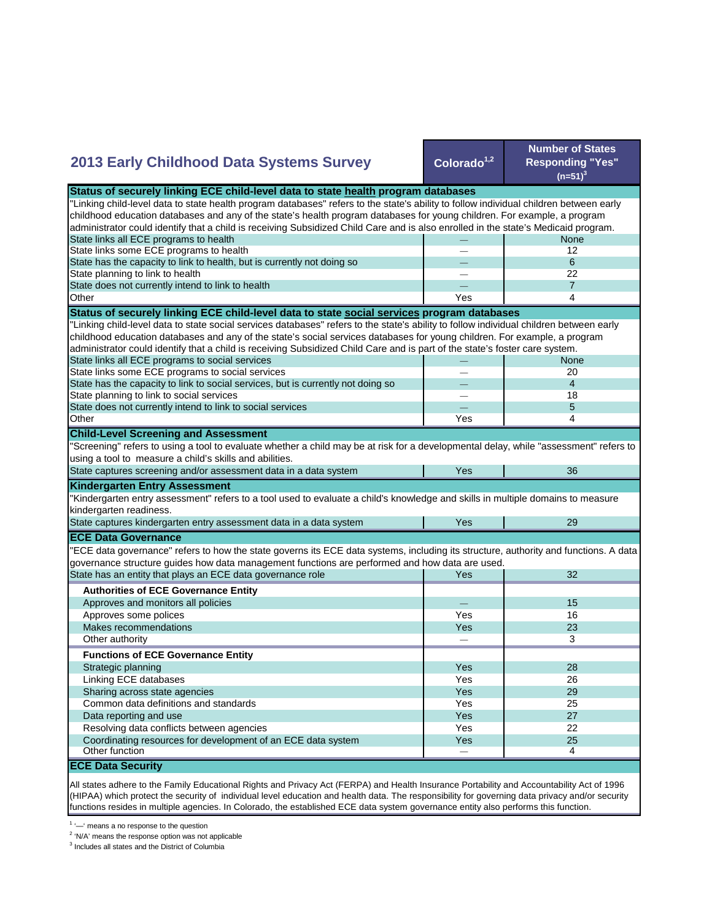| 2013 Early Childhood Data Systems Survey | Colorado[1,2] | Number of States Responding "Yes" (n=51)[3] |
|---|---|---|
| **Status of securely linking ECE child-level data to state health program databases** | | |
| "Linking child-level data to state health program databases" refers to the state's ability to follow individual children between early childhood education databases and any of the state's health program databases for young children. For example, a program administrator could identify that a child is receiving Subsidized Child Care and is also enrolled in the state's Medicaid program. | | |
| State links all ECE programs to health | — | None |
| State links some ECE programs to health | — | 12 |
| State has the capacity to link to health, but is currently not doing so | — | 6 |
| State planning to link to health | — | 22 |
| State does not currently intend to link to health | — | 7 |
| Other | Yes | 4 |
| **Status of securely linking ECE child-level data to state social services program databases** | | |
| "Linking child-level data to state social services databases" refers to the state's ability to follow individual children between early childhood education databases and any of the state's social services databases for young children. For example, a program administrator could identify that a child is receiving Subsidized Child Care and is part of the state's foster care system. | | |
| State links all ECE programs to social services | — | None |
| State links some ECE programs to social services | — | 20 |
| State has the capacity to link to social services, but is currently not doing so | — | 4 |
| State planning to link to social services | — | 18 |
| State does not currently intend to link to social services | — | 5 |
| Other | Yes | 4 |
| **Child-Level Screening and Assessment** | | |
| "Screening" refers to using a tool to evaluate whether a child may be at risk for a developmental delay, while "assessment" refers to using a tool to measure a child's skills and abilities. | | |
| State captures screening and/or assessment data in a data system | Yes | 36 |
| **Kindergarten Entry Assessment** | | |
| "Kindergarten entry assessment" refers to a tool used to evaluate a child's knowledge and skills in multiple domains to measure kindergarten readiness. | | |
| State captures kindergarten entry assessment data in a data system | Yes | 29 |
| **ECE Data Governance** | | |
| "ECE data governance" refers to how the state governs its ECE data systems, including its structure, authority and functions. A data governance structure guides how data management functions are performed and how data are used. | | |
| State has an entity that plays an ECE data governance role | Yes | 32 |
| **Authorities of ECE Governance Entity** | | |
| Approves and monitors all policies | — | 15 |
| Approves some polices | Yes | 16 |
| Makes recommendations | Yes | 23 |
| Other authority | — | 3 |
| **Functions of ECE Governance Entity** | | |
| Strategic planning | Yes | 28 |
| Linking ECE databases | Yes | 26 |
| Sharing across state agencies | Yes | 29 |
| Common data definitions and standards | Yes | 25 |
| Data reporting and use | Yes | 27 |
| Resolving data conflicts between agencies | Yes | 22 |
| Coordinating resources for development of an ECE data system | Yes | 25 |
| Other function | — | 4 |
| **ECE Data Security** | | |
| All states adhere to the Family Educational Rights and Privacy Act (FERPA) and Health Insurance Portability and Accountability Act of 1996 (HIPAA) which protect the security of individual level education and health data. The responsibility for governing data privacy and/or security functions resides in multiple agencies. In Colorado, the established ECE data system governance entity also performs this function. | | |

[1] '—' means a no response to the question

[2] 'N/A' means the response option was not applicable

[3] Includes all states and the District of Columbia